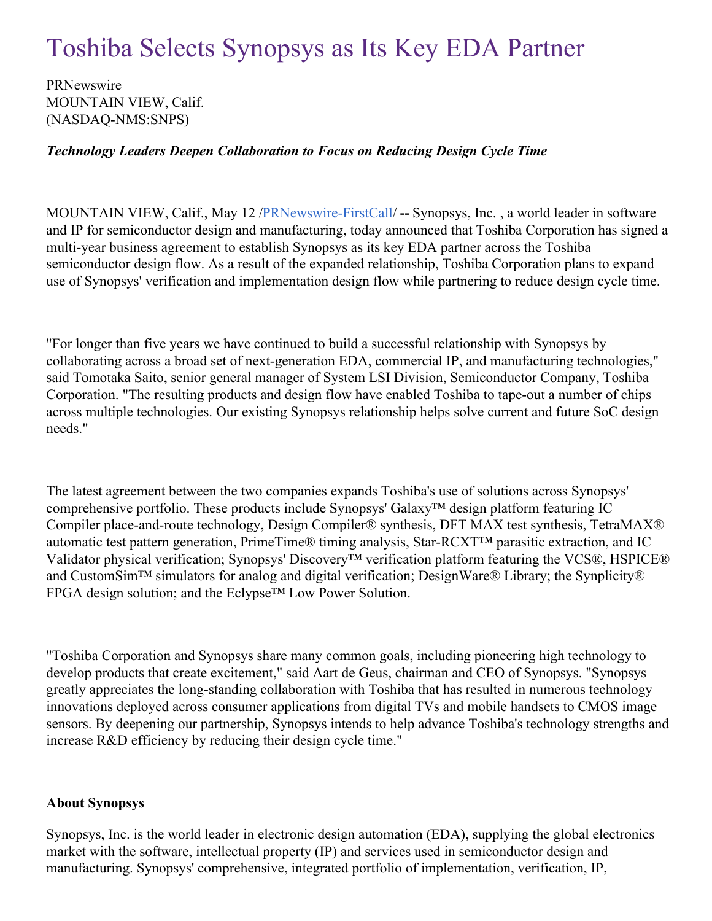# Toshiba Selects Synopsys as Its Key EDA Partner

PRNewswire
MOUNTAIN VIEW, Calif.
(NASDAQ-NMS:SNPS)

***Technology Leaders Deepen Collaboration to Focus on Reducing Design Cycle Time***

MOUNTAIN VIEW, Calif., May 12 /PRNewswire-FirstCall/ **--** Synopsys, Inc. , a world leader in software and IP for semiconductor design and manufacturing, today announced that Toshiba Corporation has signed a multi-year business agreement to establish Synopsys as its key EDA partner across the Toshiba semiconductor design flow. As a result of the expanded relationship, Toshiba Corporation plans to expand use of Synopsys' verification and implementation design flow while partnering to reduce design cycle time.

"For longer than five years we have continued to build a successful relationship with Synopsys by collaborating across a broad set of next-generation EDA, commercial IP, and manufacturing technologies," said Tomotaka Saito, senior general manager of System LSI Division, Semiconductor Company, Toshiba Corporation. "The resulting products and design flow have enabled Toshiba to tape-out a number of chips across multiple technologies. Our existing Synopsys relationship helps solve current and future SoC design needs."

The latest agreement between the two companies expands Toshiba's use of solutions across Synopsys' comprehensive portfolio. These products include Synopsys' Galaxy™ design platform featuring IC Compiler place-and-route technology, Design Compiler® synthesis, DFT MAX test synthesis, TetraMAX® automatic test pattern generation, PrimeTime® timing analysis, Star-RCXT™ parasitic extraction, and IC Validator physical verification; Synopsys' Discovery™ verification platform featuring the VCS®, HSPICE® and CustomSim™ simulators for analog and digital verification; DesignWare® Library; the Synplicity® FPGA design solution; and the Eclypse™ Low Power Solution.

"Toshiba Corporation and Synopsys share many common goals, including pioneering high technology to develop products that create excitement," said Aart de Geus, chairman and CEO of Synopsys. "Synopsys greatly appreciates the long-standing collaboration with Toshiba that has resulted in numerous technology innovations deployed across consumer applications from digital TVs and mobile handsets to CMOS image sensors. By deepening our partnership, Synopsys intends to help advance Toshiba's technology strengths and increase R&D efficiency by reducing their design cycle time."

**About Synopsys**

Synopsys, Inc. is the world leader in electronic design automation (EDA), supplying the global electronics market with the software, intellectual property (IP) and services used in semiconductor design and manufacturing. Synopsys' comprehensive, integrated portfolio of implementation, verification, IP,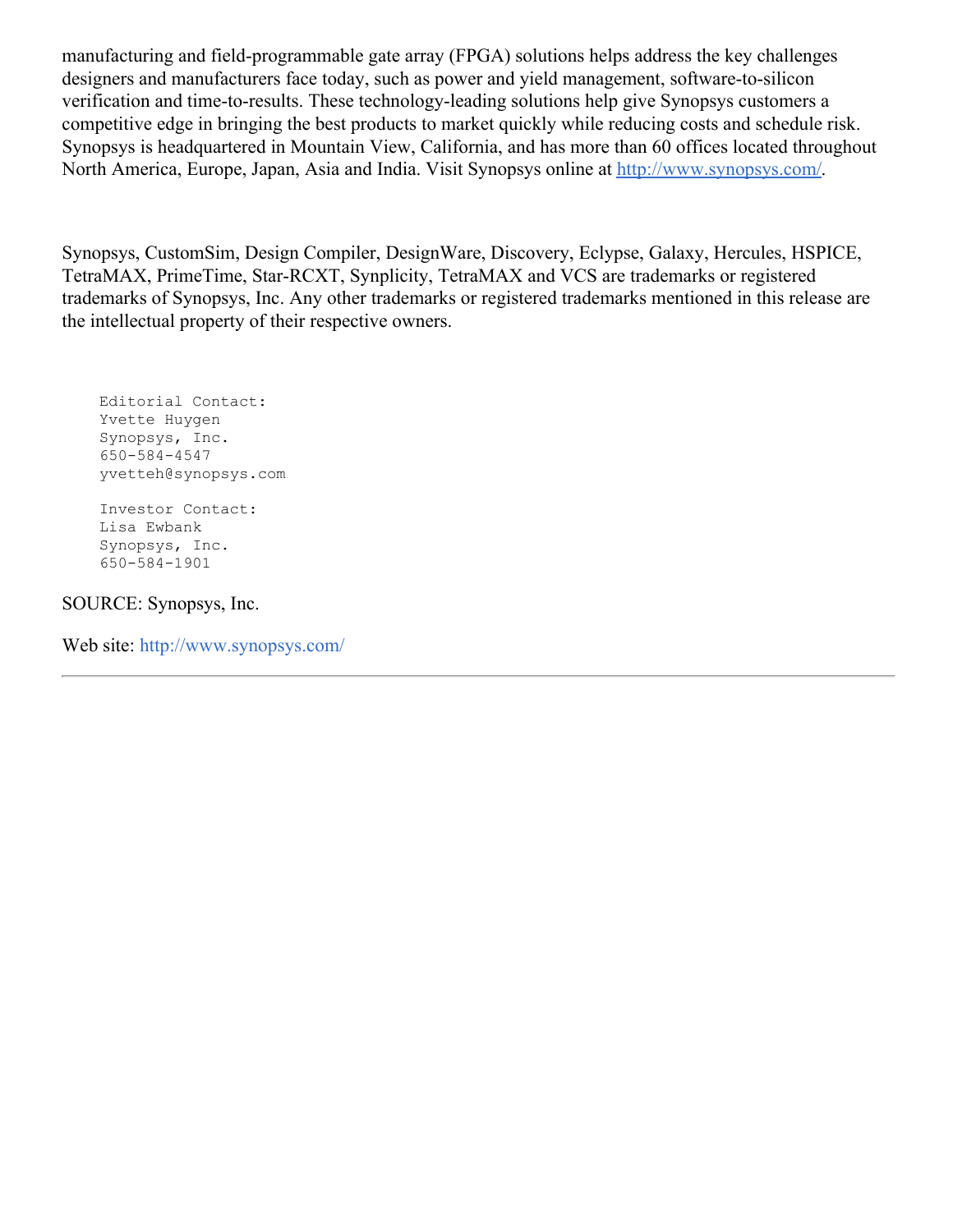manufacturing and field-programmable gate array (FPGA) solutions helps address the key challenges designers and manufacturers face today, such as power and yield management, software-to-silicon verification and time-to-results. These technology-leading solutions help give Synopsys customers a competitive edge in bringing the best products to market quickly while reducing costs and schedule risk. Synopsys is headquartered in Mountain View, California, and has more than 60 offices located throughout North America, Europe, Japan, Asia and India. Visit Synopsys online at http://www.synopsys.com/.

Synopsys, CustomSim, Design Compiler, DesignWare, Discovery, Eclypse, Galaxy, Hercules, HSPICE, TetraMAX, PrimeTime, Star-RCXT, Synplicity, TetraMAX and VCS are trademarks or registered trademarks of Synopsys, Inc. Any other trademarks or registered trademarks mentioned in this release are the intellectual property of their respective owners.

```
Editorial Contact:
Yvette Huygen
Synopsys, Inc.
650-584-4547
yvetteh@synopsys.com

Investor Contact:
Lisa Ewbank
Synopsys, Inc.
650-584-1901
```

SOURCE: Synopsys, Inc.

Web site: http://www.synopsys.com/

---